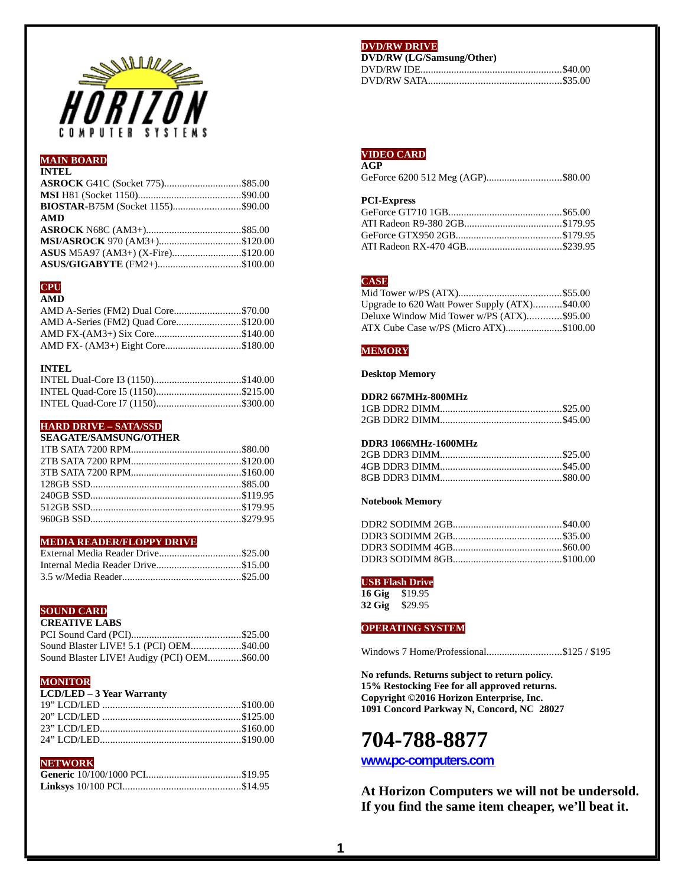# HORIZON COMPUTER SYSTEMS

## MAIN BOARD

**INTEL**

**ASROCK** G41C (Socket 775)..............................$85.00
**MSI** H81 (Socket 1150)........................................$90.00
**BIOSTAR**-B75M (Socket 1155)..........................$90.00

**AMD**

**ASROCK** N68C (AM3+).....................................$85.00
**MSI/ASROCK** 970 (AM3+)................................$120.00
**ASUS** M5A97 (AM3+) (X-Fire)...........................$120.00
**ASUS/GIGABYTE** (FM2+)................................$100.00

## CPU

**AMD**

AMD A-Series (FM2) Dual Core..........................$70.00
AMD A-Series (FM2) Quad Core.........................$120.00
AMD FX-(AM3+) Six Core.................................$140.00
AMD FX- (AM3+) Eight Core.............................$180.00

**INTEL**

INTEL Dual-Core I3 (1150)..................................$140.00
INTEL Quad-Core I5 (1150).................................$215.00
INTEL Quad-Core I7 (1150).................................$300.00

## HARD DRIVE – SATA/SSD

**SEAGATE/SAMSUNG/OTHER**

1TB SATA 7200 RPM..........................................$80.00
2TB SATA 7200 RPM..........................................$120.00
3TB SATA 7200 RPM..........................................$160.00
128GB SSD..........................................................$85.00
240GB SSD..........................................................$119.95
512GB SSD..........................................................$179.95
960GB SSD..........................................................$279.95

## MEDIA READER/FLOPPY DRIVE

External Media Reader Drive................................$25.00
Internal Media Reader Drive.................................$15.00
3.5 w/Media Reader..............................................$25.00

## SOUND CARD

**CREATIVE LABS**

PCI Sound Card (PCI)..........................................$25.00
Sound Blaster LIVE! 5.1 (PCI) OEM...................$40.00
Sound Blaster LIVE! Audigy (PCI) OEM.............$60.00

## MONITOR

**LCD/LED – 3 Year Warranty**

19" LCD/LED ......................................................$100.00
20" LCD/LED ......................................................$125.00
23" LCD/LED.......................................................$160.00
24" LCD/LED.......................................................$190.00

## NETWORK

**Generic** 10/100/1000 PCI.....................................$19.95
**Linksys** 10/100 PCI.............................................$14.95

## DVD/RW DRIVE

**DVD/RW (LG/Samsung/Other)**

DVD/RW IDE.......................................................$40.00
DVD/RW SATA....................................................$35.00

## VIDEO CARD

**AGP**

GeForce 6200 512 Meg (AGP).............................$80.00

**PCI-Express**

GeForce GT710 1GB............................................$65.00
ATI Radeon R9-380 2GB......................................$179.95
GeForce GTX950 2GB.........................................$179.95
ATI Radeon RX-470 4GB.....................................$239.95

## CASE

Mid Tower w/PS (ATX)........................................$55.00
Upgrade to 620 Watt Power Supply (ATX)...........$40.00
Deluxe Window Mid Tower w/PS (ATX).............$95.00
ATX Cube Case w/PS (Micro ATX)......................$100.00

## MEMORY

**Desktop Memory**

**DDR2 667MHz-800MHz**

1GB DDR2 DIMM...............................................$25.00
2GB DDR2 DIMM...............................................$45.00

**DDR3 1066MHz-1600MHz**

2GB DDR3 DIMM...............................................$25.00
4GB DDR3 DIMM...............................................$45.00
8GB DDR3 DIMM...............................................$80.00

**Notebook Memory**

DDR2 SODIMM 2GB..........................................$40.00
DDR3 SODIMM 2GB..........................................$35.00
DDR3 SODIMM 4GB..........................................$60.00
DDR3 SODIMM 8GB..........................................$100.00

## USB Flash Drive

**16 Gig** $19.95
**32 Gig** $29.95

## OPERATING SYSTEM

Windows 7 Home/Professional.............................$125 / $195

**No refunds. Returns subject to return policy.**
**15% Restocking Fee for all approved returns.**
**Copyright ©2016 Horizon Enterprise, Inc.**
**1091 Concord Parkway N, Concord, NC 28027**

# 704-788-8877

**www.pc-computers.com**

**At Horizon Computers we will not be undersold. If you find the same item cheaper, we'll beat it.**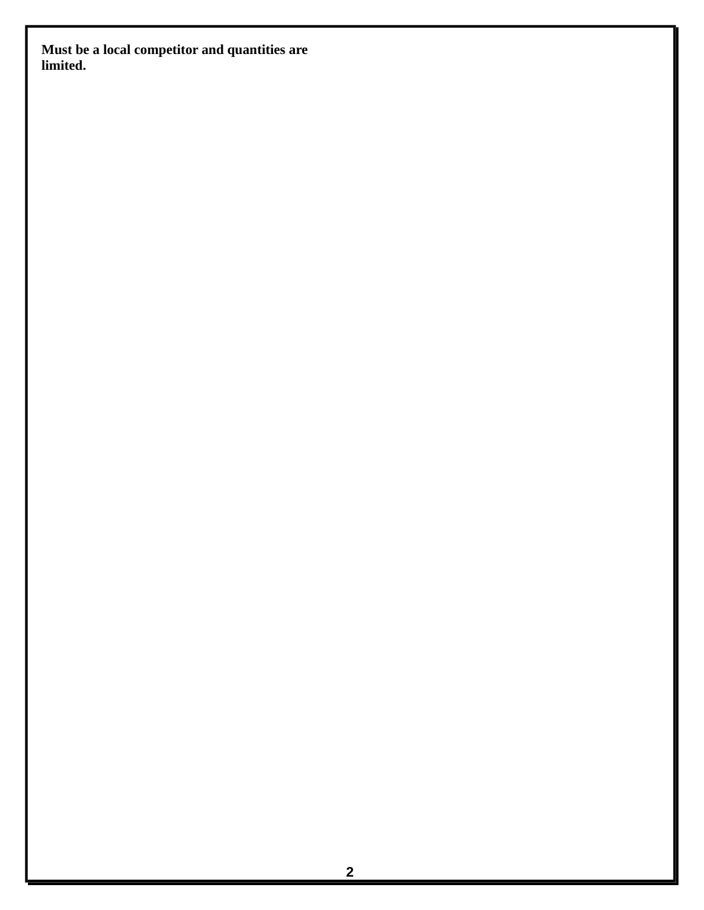**Must be a local competitor and quantities are limited.**